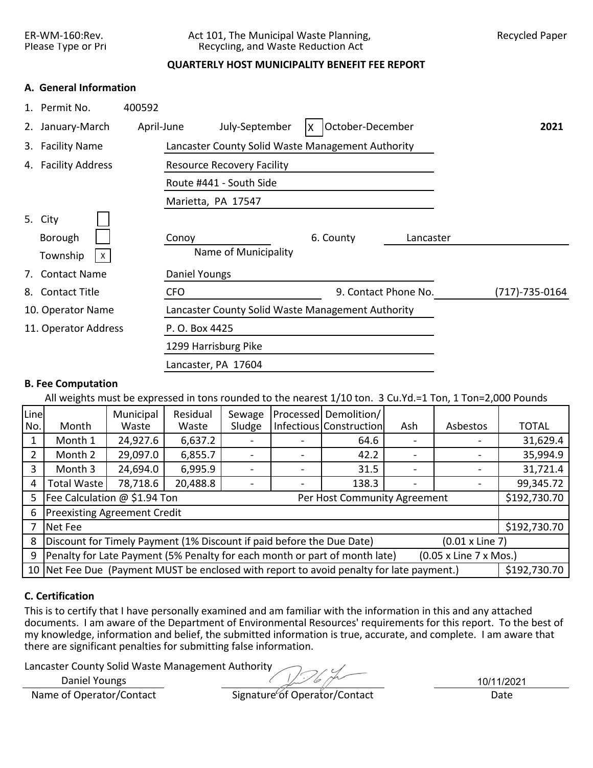ER-WM-160:Rev.
Please Type or Pri

Act 101, The Municipal Waste Planning, Recycling, and Waste Reduction Act

Recycled Paper

**QUARTERLY HOST MUNICIPALITY BENEFIT FEE REPORT**

### A. General Information

1. Permit No. 400592
2. January-March  April-June  July-September  [X] October-December  **2021**
3. Facility Name: Lancaster County Solid Waste Management Authority
4. Facility Address: Resource Recovery Facility
   Route #441 - South Side
   Marietta, PA 17547
5. City [ ]
   Borough [ ]
   Township [X]
   Name of Municipality: Conoy
6. County: Lancaster
7. Contact Name: Daniel Youngs
8. Contact Title: CFO
9. Contact Phone No.: (717)-735-0164
10. Operator Name: Lancaster County Solid Waste Management Authority
11. Operator Address: P. O. Box 4425
    1299 Harrisburg Pike
    Lancaster, PA 17604

### B. Fee Computation

All weights must be expressed in tons rounded to the nearest 1/10 ton. 3 Cu.Yd.=1 Ton, 1 Ton=2,000 Pounds

| Line No. | Month | Municipal Waste | Residual Waste | Sewage Sludge | Processed Infectious | Demolition/ Construction | Ash | Asbestos | TOTAL |
|---|---|---|---|---|---|---|---|---|---|
| 1 | Month 1 | 24,927.6 | 6,637.2 | - | - | 64.6 | - | - | 31,629.4 |
| 2 | Month 2 | 29,097.0 | 6,855.7 | - | - | 42.2 | - | - | 35,994.9 |
| 3 | Month 3 | 24,694.0 | 6,995.9 | - | - | 31.5 | - | - | 31,721.4 |
| 4 | Total Waste | 78,718.6 | 20,488.8 | - | - | 138.3 | - | - | 99,345.72 |
| 5 | Fee Calculation @ $1.94 Ton | | | | Per Host Community Agreement | | | | $192,730.70 |
| 6 | Preexisting Agreement Credit | | | | | | | | |
| 7 | Net Fee | | | | | | | | $192,730.70 |
| 8 | Discount for Timely Payment (1% Discount if paid before the Due Date) | | | | | | | (0.01 x Line 7) | |
| 9 | Penalty for Late Payment (5% Penalty for each month or part of month late) | | | | | | | (0.05 x Line 7 x Mos.) | |
| 10 | Net Fee Due (Payment MUST be enclosed with report to avoid penalty for late payment.) | | | | | | | | $192,730.70 |

### C. Certification

This is to certify that I have personally examined and am familiar with the information in this and any attached documents. I am aware of the Department of Environmental Resources' requirements for this report. To the best of my knowledge, information and belief, the submitted information is true, accurate, and complete. I am aware that there are significant penalties for submitting false information.

Lancaster County Solid Waste Management Authority
Daniel Youngs
Name of Operator/Contact

Signature of Operator/Contact

10/11/2021
Date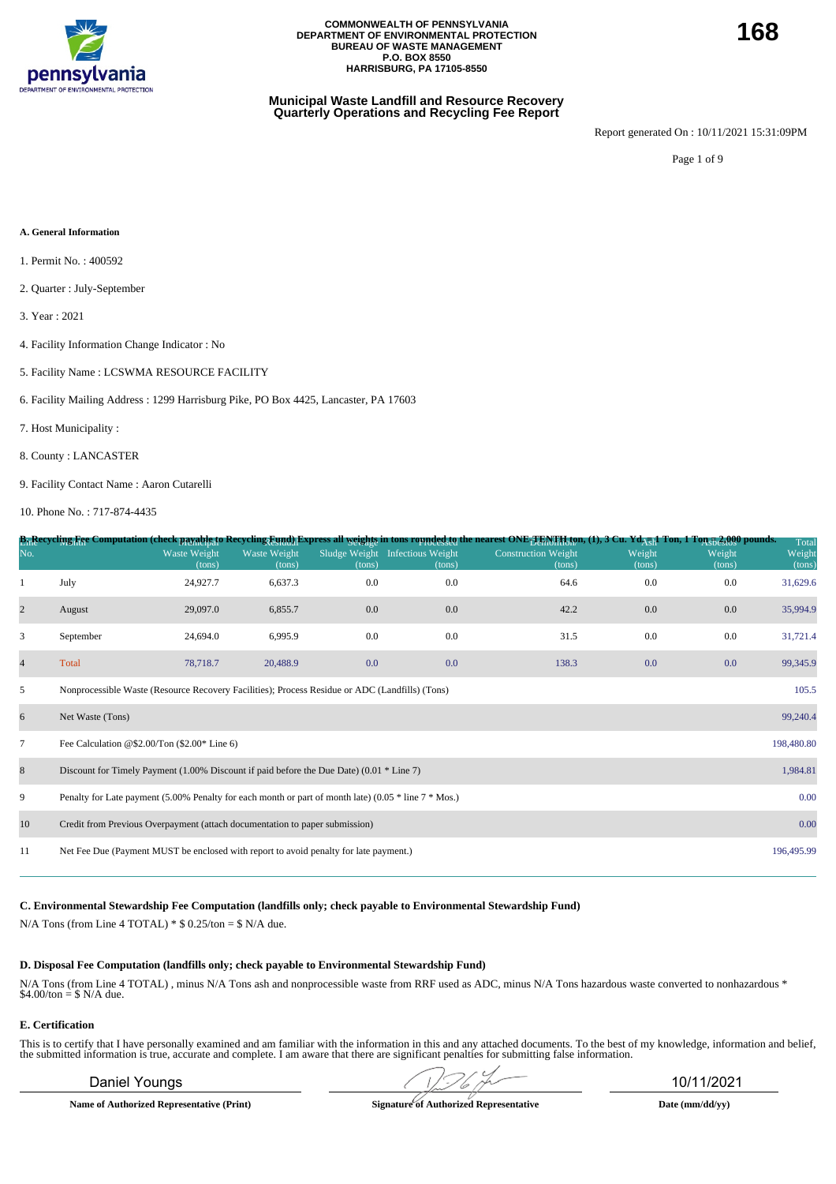**COMMONWEALTH OF PENNSYLVANIA**
**DEPARTMENT OF ENVIRONMENTAL PROTECTION**
**BUREAU OF WASTE MANAGEMENT**
**P.O. BOX 8550**
**HARRISBURG, PA 17105-8550**

**168**

## Municipal Waste Landfill and Resource Recovery Quarterly Operations and Recycling Fee Report

Report generated On : 10/11/2021 15:31:09PM

### A. General Information

1. Permit No. : 400592
2. Quarter : July-September
3. Year : 2021
4. Facility Information Change Indicator : No
5. Facility Name : LCSWMA RESOURCE FACILITY
6. Facility Mailing Address : 1299 Harrisburg Pike, PO Box 4425, Lancaster, PA 17603
7. Host Municipality :
8. County : LANCASTER
9. Facility Contact Name : Aaron Cutarelli
10. Phone No. : 717-874-4435

### B. Recycling Fee Computation (check payable to Recycling Fund) Express all weights in tons rounded to the nearest ONE-TENTH ton, (1), 3 Cu. Yd. = 1 Ton, 1 Ton = 2,000 pounds.

| Line No. | Month | Municipal Waste Weight (tons) | Residual Waste Weight (tons) | Sewage Sludge Weight (tons) | Processed Infectious Weight (tons) | Demolition Construction Weight (tons) | Ash Weight (tons) | Asbestos Weight (tons) | Total Weight (tons) |
|---|---|---|---|---|---|---|---|---|---|
| 1 | July | 24,927.7 | 6,637.3 | 0.0 | 0.0 | 64.6 | 0.0 | 0.0 | 31,629.6 |
| 2 | August | 29,097.0 | 6,855.7 | 0.0 | 0.0 | 42.2 | 0.0 | 0.0 | 35,994.9 |
| 3 | September | 24,694.0 | 6,995.9 | 0.0 | 0.0 | 31.5 | 0.0 | 0.0 | 31,721.4 |
| 4 | Total | 78,718.7 | 20,488.9 | 0.0 | 0.0 | 138.3 | 0.0 | 0.0 | 99,345.9 |
| 5 | Nonprocessible Waste (Resource Recovery Facilities); Process Residue or ADC (Landfills) (Tons) | | | | | | | | 105.5 |
| 6 | Net Waste (Tons) | | | | | | | | 99,240.4 |
| 7 | Fee Calculation @$2.00/Ton ($2.00* Line 6) | | | | | | | | 198,480.80 |
| 8 | Discount for Timely Payment (1.00% Discount if paid before the Due Date) (0.01 * Line 7) | | | | | | | | 1,984.81 |
| 9 | Penalty for Late payment (5.00% Penalty for each month or part of month late) (0.05 * line 7 * Mos.) | | | | | | | | 0.00 |
| 10 | Credit from Previous Overpayment (attach documentation to paper submission) | | | | | | | | 0.00 |
| 11 | Net Fee Due (Payment MUST be enclosed with report to avoid penalty for late payment.) | | | | | | | | 196,495.99 |

### C. Environmental Stewardship Fee Computation (landfills only; check payable to Environmental Stewardship Fund)

N/A Tons (from Line 4 TOTAL) * $ 0.25/ton = $ N/A due.

### D. Disposal Fee Computation (landfills only; check payable to Environmental Stewardship Fund)

N/A Tons (from Line 4 TOTAL) , minus N/A Tons ash and nonprocessible waste from RRF used as ADC, minus N/A Tons hazardous waste converted to nonhazardous * $4.00/ton = $ N/A due.

### E. Certification

This is to certify that I have personally examined and am familiar with the information in this and any attached documents. To the best of my knowledge, information and belief, the submitted information is true, accurate and complete. I am aware that there are significant penalties for submitting false information.

| Daniel Youngs | [signature] | 10/11/2021 |
|---|---|---|
| **Name of Authorized Representative (Print)** | **Signature of Authorized Representative** | **Date (mm/dd/yy)** |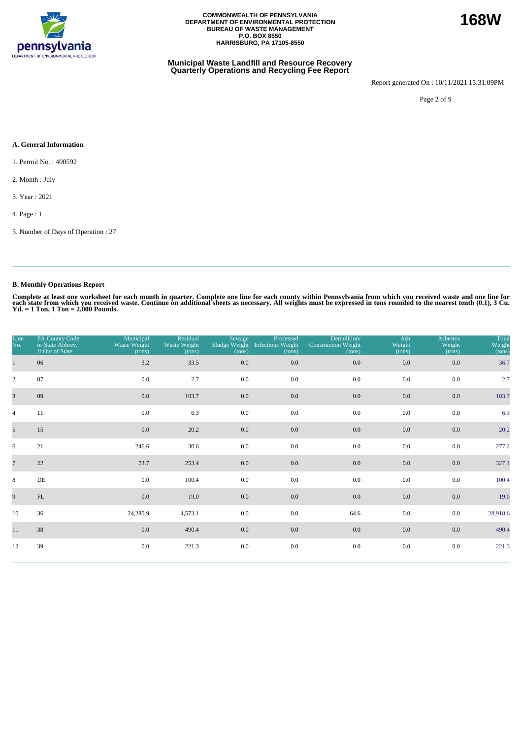COMMONWEALTH OF PENNSYLVANIA
DEPARTMENT OF ENVIRONMENTAL PROTECTION
BUREAU OF WASTE MANAGEMENT
P.O. BOX 8550
HARRISBURG, PA 17105-8550

**168W**

## Municipal Waste Landfill and Resource Recovery Quarterly Operations and Recycling Fee Report

Report generated On : 10/11/2021 15:31:09PM

### A. General Information

1. Permit No. : 400592
2. Month : July
3. Year : 2021
4. Page : 1
5. Number of Days of Operation : 27

### B. Monthly Operations Report

**Complete at least one worksheet for each month in quarter. Complete one line for each county within Pennsylvania from which you received waste and one line for each state from which you received waste. Continue on additional sheets as necessary. All weights must be expressed in tons rounded to the nearest tenth (0.1), 3 Cu. Yd. = 1 Ton, 1 Ton = 2,000 Pounds.**

| Line No. | PA County Code or State Abbrev. If Out of State | Municipal Waste Weight (tons) | Residual Waste Weight (tons) | Sewage Sludge Weight (tons) | Processed Infectious Weight (tons) | Demolition/ Construction Weight (tons) | Ash Weight (tons) | Asbestos Weight (tons) | Total Weight (tons) |
|---|---|---|---|---|---|---|---|---|---|
| 1 | 06 | 3.2 | 33.5 | 0.0 | 0.0 | 0.0 | 0.0 | 0.0 | 36.7 |
| 2 | 07 | 0.0 | 2.7 | 0.0 | 0.0 | 0.0 | 0.0 | 0.0 | 2.7 |
| 3 | 09 | 0.0 | 103.7 | 0.0 | 0.0 | 0.0 | 0.0 | 0.0 | 103.7 |
| 4 | 11 | 0.0 | 6.3 | 0.0 | 0.0 | 0.0 | 0.0 | 0.0 | 6.3 |
| 5 | 15 | 0.0 | 20.2 | 0.0 | 0.0 | 0.0 | 0.0 | 0.0 | 20.2 |
| 6 | 21 | 246.6 | 30.6 | 0.0 | 0.0 | 0.0 | 0.0 | 0.0 | 277.2 |
| 7 | 22 | 73.7 | 253.4 | 0.0 | 0.0 | 0.0 | 0.0 | 0.0 | 327.1 |
| 8 | DE | 0.0 | 100.4 | 0.0 | 0.0 | 0.0 | 0.0 | 0.0 | 100.4 |
| 9 | FL | 0.0 | 19.0 | 0.0 | 0.0 | 0.0 | 0.0 | 0.0 | 19.0 |
| 10 | 36 | 24,280.9 | 4,573.1 | 0.0 | 0.0 | 64.6 | 0.0 | 0.0 | 28,918.6 |
| 11 | 38 | 0.0 | 490.4 | 0.0 | 0.0 | 0.0 | 0.0 | 0.0 | 490.4 |
| 12 | 39 | 0.0 | 221.3 | 0.0 | 0.0 | 0.0 | 0.0 | 0.0 | 221.3 |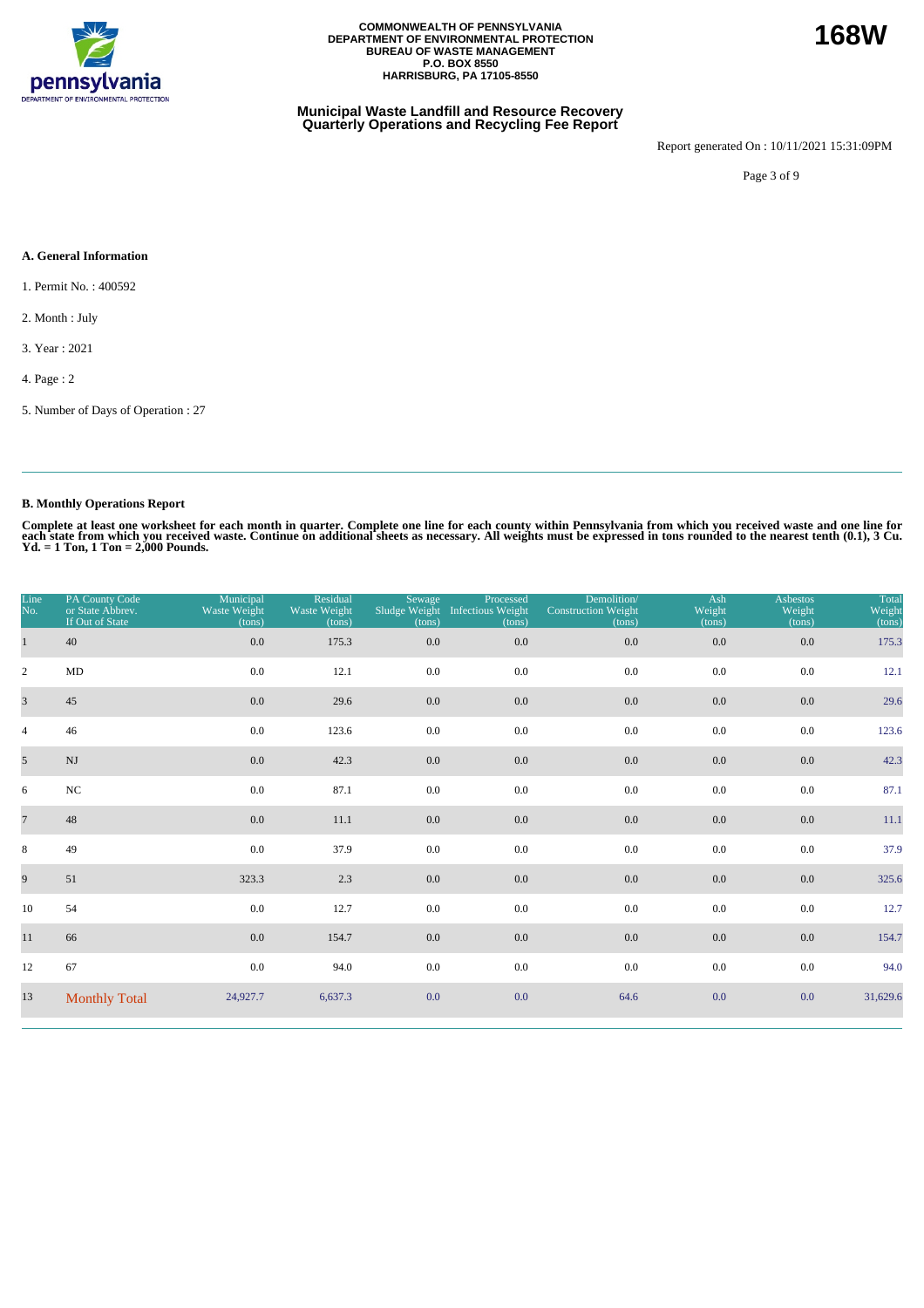COMMONWEALTH OF PENNSYLVANIA
DEPARTMENT OF ENVIRONMENTAL PROTECTION
BUREAU OF WASTE MANAGEMENT
P.O. BOX 8550
HARRISBURG, PA 17105-8550

**168W**

## Municipal Waste Landfill and Resource Recovery Quarterly Operations and Recycling Fee Report

Report generated On : 10/11/2021 15:31:09PM

### A. General Information

1. Permit No. : 400592

2. Month : July

3. Year : 2021

4. Page : 2

5. Number of Days of Operation : 27

### B. Monthly Operations Report

**Complete at least one worksheet for each month in quarter. Complete one line for each county within Pennsylvania from which you received waste and one line for each state from which you received waste. Continue on additional sheets as necessary. All weights must be expressed in tons rounded to the nearest tenth (0.1), 3 Cu. Yd. = 1 Ton, 1 Ton = 2,000 Pounds.**

| Line No. | PA County Code or State Abbrev. If Out of State | Municipal Waste Weight (tons) | Residual Waste Weight (tons) | Sewage Sludge Weight (tons) | Processed Infectious Weight (tons) | Demolition/ Construction Weight (tons) | Ash Weight (tons) | Asbestos Weight (tons) | Total Weight (tons) |
|---|---|---|---|---|---|---|---|---|---|
| 1 | 40 | 0.0 | 175.3 | 0.0 | 0.0 | 0.0 | 0.0 | 0.0 | 175.3 |
| 2 | MD | 0.0 | 12.1 | 0.0 | 0.0 | 0.0 | 0.0 | 0.0 | 12.1 |
| 3 | 45 | 0.0 | 29.6 | 0.0 | 0.0 | 0.0 | 0.0 | 0.0 | 29.6 |
| 4 | 46 | 0.0 | 123.6 | 0.0 | 0.0 | 0.0 | 0.0 | 0.0 | 123.6 |
| 5 | NJ | 0.0 | 42.3 | 0.0 | 0.0 | 0.0 | 0.0 | 0.0 | 42.3 |
| 6 | NC | 0.0 | 87.1 | 0.0 | 0.0 | 0.0 | 0.0 | 0.0 | 87.1 |
| 7 | 48 | 0.0 | 11.1 | 0.0 | 0.0 | 0.0 | 0.0 | 0.0 | 11.1 |
| 8 | 49 | 0.0 | 37.9 | 0.0 | 0.0 | 0.0 | 0.0 | 0.0 | 37.9 |
| 9 | 51 | 323.3 | 2.3 | 0.0 | 0.0 | 0.0 | 0.0 | 0.0 | 325.6 |
| 10 | 54 | 0.0 | 12.7 | 0.0 | 0.0 | 0.0 | 0.0 | 0.0 | 12.7 |
| 11 | 66 | 0.0 | 154.7 | 0.0 | 0.0 | 0.0 | 0.0 | 0.0 | 154.7 |
| 12 | 67 | 0.0 | 94.0 | 0.0 | 0.0 | 0.0 | 0.0 | 0.0 | 94.0 |
| 13 | Monthly Total | 24,927.7 | 6,637.3 | 0.0 | 0.0 | 64.6 | 0.0 | 0.0 | 31,629.6 |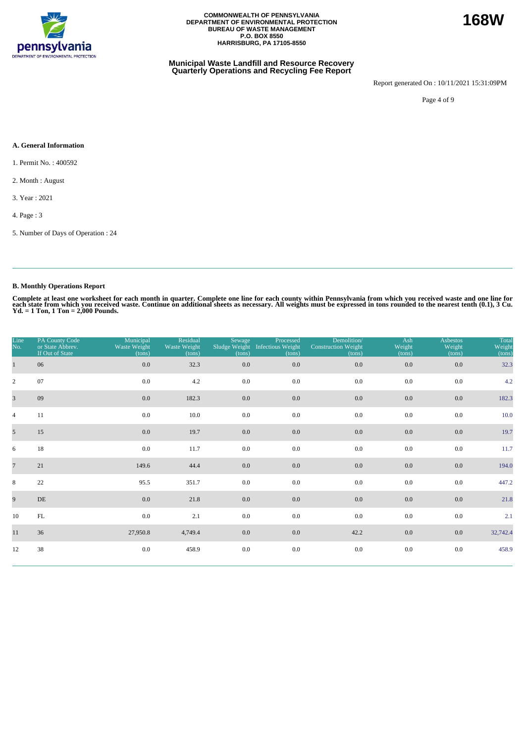COMMONWEALTH OF PENNSYLVANIA
DEPARTMENT OF ENVIRONMENTAL PROTECTION
BUREAU OF WASTE MANAGEMENT
P.O. BOX 8550
HARRISBURG, PA 17105-8550

**168W**

**Municipal Waste Landfill and Resource Recovery Quarterly Operations and Recycling Fee Report**

Report generated On : 10/11/2021 15:31:09PM

### A. General Information

1. Permit No. : 400592
2. Month : August
3. Year : 2021
4. Page : 3
5. Number of Days of Operation : 24

### B. Monthly Operations Report

**Complete at least one worksheet for each month in quarter. Complete one line for each county within Pennsylvania from which you received waste and one line for each state from which you received waste. Continue on additional sheets as necessary. All weights must be expressed in tons rounded to the nearest tenth (0.1), 3 Cu. Yd. = 1 Ton, 1 Ton = 2,000 Pounds.**

| Line No. | PA County Code or State Abbrev. If Out of State | Municipal Waste Weight (tons) | Residual Waste Weight (tons) | Sewage Sludge Weight (tons) | Processed Infectious Weight (tons) | Demolition/ Construction Weight (tons) | Ash Weight (tons) | Asbestos Weight (tons) | Total Weight (tons) |
|---|---|---|---|---|---|---|---|---|---|
| 1 | 06 | 0.0 | 32.3 | 0.0 | 0.0 | 0.0 | 0.0 | 0.0 | 32.3 |
| 2 | 07 | 0.0 | 4.2 | 0.0 | 0.0 | 0.0 | 0.0 | 0.0 | 4.2 |
| 3 | 09 | 0.0 | 182.3 | 0.0 | 0.0 | 0.0 | 0.0 | 0.0 | 182.3 |
| 4 | 11 | 0.0 | 10.0 | 0.0 | 0.0 | 0.0 | 0.0 | 0.0 | 10.0 |
| 5 | 15 | 0.0 | 19.7 | 0.0 | 0.0 | 0.0 | 0.0 | 0.0 | 19.7 |
| 6 | 18 | 0.0 | 11.7 | 0.0 | 0.0 | 0.0 | 0.0 | 0.0 | 11.7 |
| 7 | 21 | 149.6 | 44.4 | 0.0 | 0.0 | 0.0 | 0.0 | 0.0 | 194.0 |
| 8 | 22 | 95.5 | 351.7 | 0.0 | 0.0 | 0.0 | 0.0 | 0.0 | 447.2 |
| 9 | DE | 0.0 | 21.8 | 0.0 | 0.0 | 0.0 | 0.0 | 0.0 | 21.8 |
| 10 | FL | 0.0 | 2.1 | 0.0 | 0.0 | 0.0 | 0.0 | 0.0 | 2.1 |
| 11 | 36 | 27,950.8 | 4,749.4 | 0.0 | 0.0 | 42.2 | 0.0 | 0.0 | 32,742.4 |
| 12 | 38 | 0.0 | 458.9 | 0.0 | 0.0 | 0.0 | 0.0 | 0.0 | 458.9 |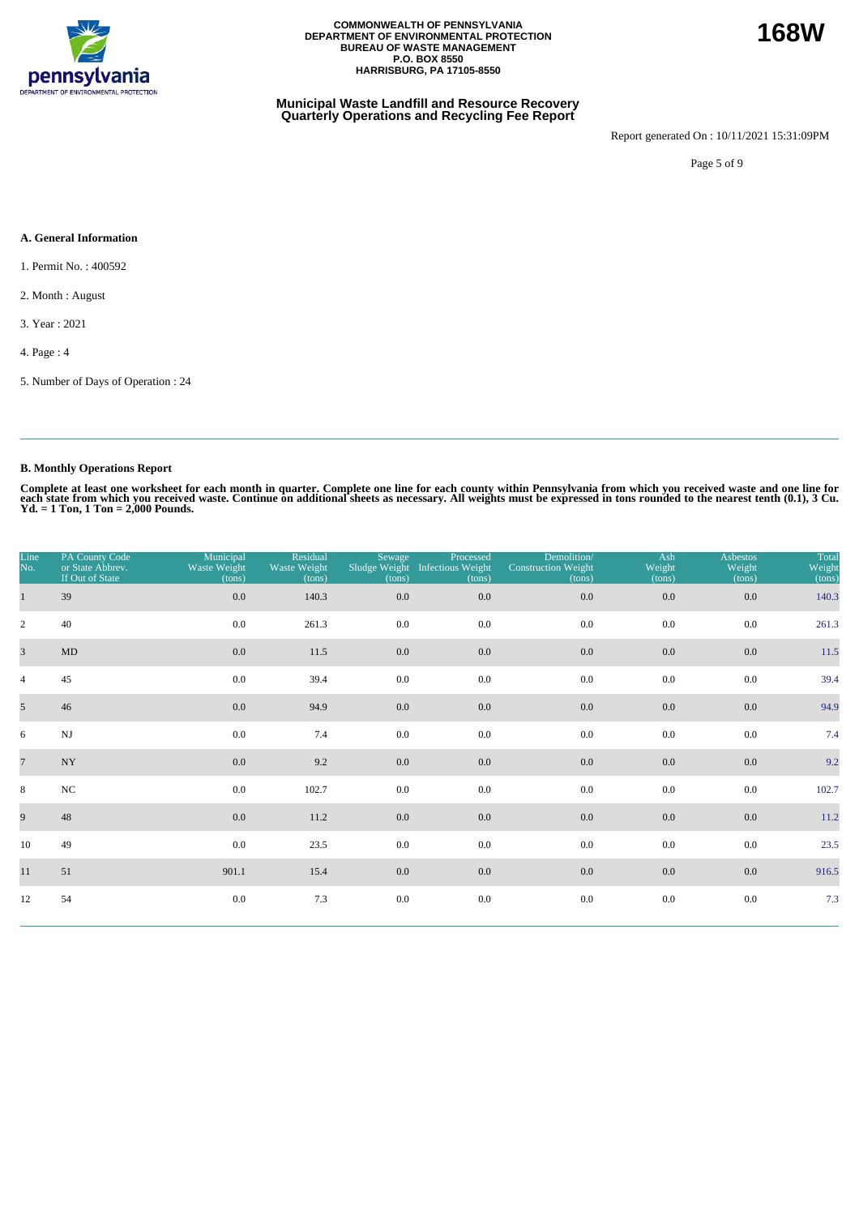COMMONWEALTH OF PENNSYLVANIA
DEPARTMENT OF ENVIRONMENTAL PROTECTION
BUREAU OF WASTE MANAGEMENT
P.O. BOX 8550
HARRISBURG, PA 17105-8550

**168W**

**Municipal Waste Landfill and Resource Recovery Quarterly Operations and Recycling Fee Report**

Report generated On : 10/11/2021 15:31:09PM

### A. General Information

1. Permit No. : 400592
2. Month : August
3. Year : 2021
4. Page : 4
5. Number of Days of Operation : 24

### B. Monthly Operations Report

**Complete at least one worksheet for each month in quarter. Complete one line for each county within Pensylvania from which you received waste and one line for each state from which you received waste. Continue on additional sheets as necessary. All weights must be expressed in tons rounded to the nearest tenth (0.1), 3 Cu. Yd. = 1 Ton, 1 Ton = 2,000 Pounds.**

| Line No. | PA County Code or State Abbrev. If Out of State | Municipal Waste Weight (tons) | Residual Waste Weight (tons) | Sewage Sludge Weight (tons) | Processed Infectious Weight (tons) | Demolition/ Construction Weight (tons) | Ash Weight (tons) | Asbestos Weight (tons) | Total Weight (tons) |
|---|---|---|---|---|---|---|---|---|---|
| 1 | 39 | 0.0 | 140.3 | 0.0 | 0.0 | 0.0 | 0.0 | 0.0 | 140.3 |
| 2 | 40 | 0.0 | 261.3 | 0.0 | 0.0 | 0.0 | 0.0 | 0.0 | 261.3 |
| 3 | MD | 0.0 | 11.5 | 0.0 | 0.0 | 0.0 | 0.0 | 0.0 | 11.5 |
| 4 | 45 | 0.0 | 39.4 | 0.0 | 0.0 | 0.0 | 0.0 | 0.0 | 39.4 |
| 5 | 46 | 0.0 | 94.9 | 0.0 | 0.0 | 0.0 | 0.0 | 0.0 | 94.9 |
| 6 | NJ | 0.0 | 7.4 | 0.0 | 0.0 | 0.0 | 0.0 | 0.0 | 7.4 |
| 7 | NY | 0.0 | 9.2 | 0.0 | 0.0 | 0.0 | 0.0 | 0.0 | 9.2 |
| 8 | NC | 0.0 | 102.7 | 0.0 | 0.0 | 0.0 | 0.0 | 0.0 | 102.7 |
| 9 | 48 | 0.0 | 11.2 | 0.0 | 0.0 | 0.0 | 0.0 | 0.0 | 11.2 |
| 10 | 49 | 0.0 | 23.5 | 0.0 | 0.0 | 0.0 | 0.0 | 0.0 | 23.5 |
| 11 | 51 | 901.1 | 15.4 | 0.0 | 0.0 | 0.0 | 0.0 | 0.0 | 916.5 |
| 12 | 54 | 0.0 | 7.3 | 0.0 | 0.0 | 0.0 | 0.0 | 0.0 | 7.3 |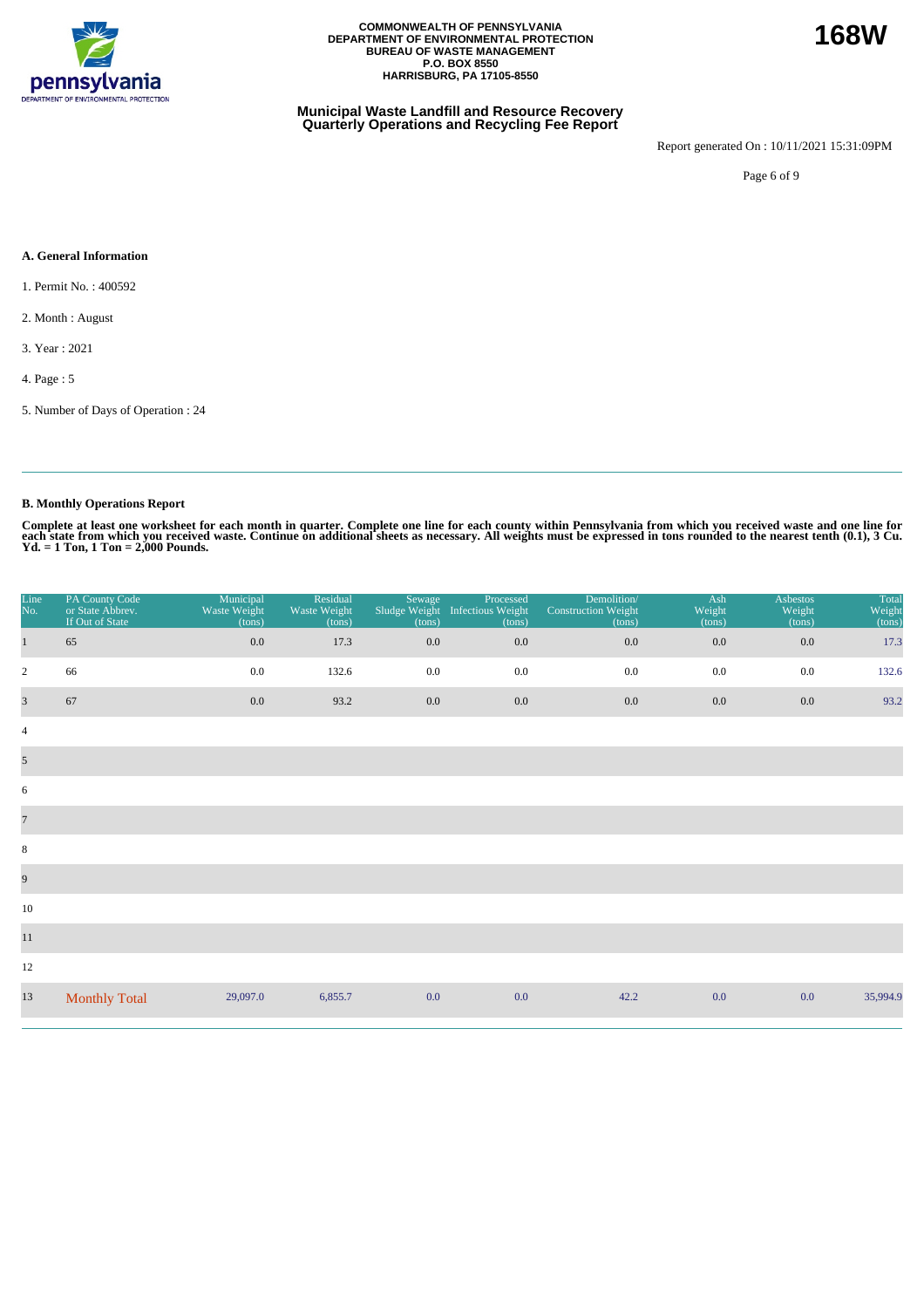**COMMONWEALTH OF PENNSYLVANIA**
**DEPARTMENT OF ENVIRONMENTAL PROTECTION**
**BUREAU OF WASTE MANAGEMENT**
**P.O. BOX 8550**
**HARRISBURG, PA 17105-8550**

**168W**

## Municipal Waste Landfill and Resource Recovery Quarterly Operations and Recycling Fee Report

Report generated On : 10/11/2021 15:31:09PM

### A. General Information

1. Permit No. : 400592

2. Month : August

3. Year : 2021

4. Page : 5

5. Number of Days of Operation : 24

### B. Monthly Operations Report

**Complete at least one worksheet for each month in quarter. Complete one line for each county within Pennsylvania from which you received waste and one line for each state from which you received waste. Continue on additional sheets as necessary. All weights must be expressed in tons rounded to the nearest tenth (0.1), 3 Cu. Yd. = 1 Ton, 1 Ton = 2,000 Pounds.**

| Line No. | PA County Code or State Abbrev. If Out of State | Municipal Waste Weight (tons) | Residual Waste Weight (tons) | Sewage Sludge Weight (tons) | Processed Infectious Weight (tons) | Demolition/ Construction Weight (tons) | Ash Weight (tons) | Asbestos Weight (tons) | Total Weight (tons) |
|---|---|---|---|---|---|---|---|---|---|
| 1 | 65 | 0.0 | 17.3 | 0.0 | 0.0 | 0.0 | 0.0 | 0.0 | 17.3 |
| 2 | 66 | 0.0 | 132.6 | 0.0 | 0.0 | 0.0 | 0.0 | 0.0 | 132.6 |
| 3 | 67 | 0.0 | 93.2 | 0.0 | 0.0 | 0.0 | 0.0 | 0.0 | 93.2 |
| 4 | | | | | | | | | |
| 5 | | | | | | | | | |
| 6 | | | | | | | | | |
| 7 | | | | | | | | | |
| 8 | | | | | | | | | |
| 9 | | | | | | | | | |
| 10 | | | | | | | | | |
| 11 | | | | | | | | | |
| 12 | | | | | | | | | |
| 13 | Monthly Total | 29,097.0 | 6,855.7 | 0.0 | 0.0 | 42.2 | 0.0 | 0.0 | 35,994.9 |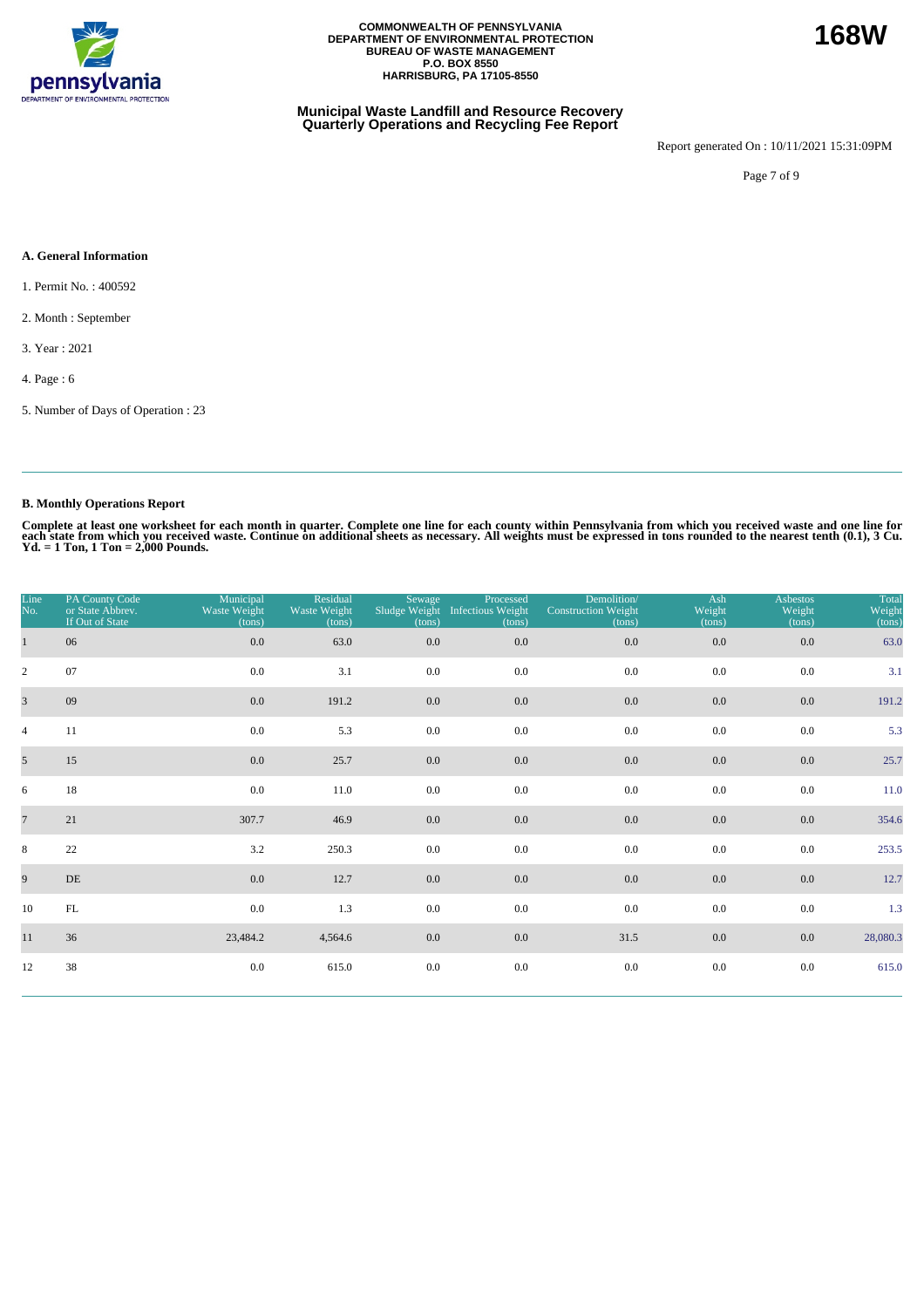COMMONWEALTH OF PENNSYLVANIA
DEPARTMENT OF ENVIRONMENTAL PROTECTION
BUREAU OF WASTE MANAGEMENT
P.O. BOX 8550
HARRISBURG, PA 17105-8550

**168W**

## Municipal Waste Landfill and Resource Recovery Quarterly Operations and Recycling Fee Report

Report generated On : 10/11/2021 15:31:09PM

### A. General Information

1. Permit No. : 400592

2. Month : September

3. Year : 2021

4. Page : 6

5. Number of Days of Operation : 23

### B. Monthly Operations Report

**Complete at least one worksheet for each month in quarter. Complete one line for each county within Pennsylvania from which you received waste and one line for each state from which you received waste. Continue on additional sheets as necessary. All weights must be expressed in tons rounded to the nearest tenth (0.1), 3 Cu. Yd. = 1 Ton, 1 Ton = 2,000 Pounds.**

| Line No. | PA County Code or State Abbrev. If Out of State | Municipal Waste Weight (tons) | Residual Waste Weight (tons) | Sewage Sludge Weight (tons) | Processed Infectious Weight (tons) | Demolition/ Construction Weight (tons) | Ash Weight (tons) | Asbestos Weight (tons) | Total Weight (tons) |
|---|---|---|---|---|---|---|---|---|---|
| 1 | 06 | 0.0 | 63.0 | 0.0 | 0.0 | 0.0 | 0.0 | 0.0 | 63.0 |
| 2 | 07 | 0.0 | 3.1 | 0.0 | 0.0 | 0.0 | 0.0 | 0.0 | 3.1 |
| 3 | 09 | 0.0 | 191.2 | 0.0 | 0.0 | 0.0 | 0.0 | 0.0 | 191.2 |
| 4 | 11 | 0.0 | 5.3 | 0.0 | 0.0 | 0.0 | 0.0 | 0.0 | 5.3 |
| 5 | 15 | 0.0 | 25.7 | 0.0 | 0.0 | 0.0 | 0.0 | 0.0 | 25.7 |
| 6 | 18 | 0.0 | 11.0 | 0.0 | 0.0 | 0.0 | 0.0 | 0.0 | 11.0 |
| 7 | 21 | 307.7 | 46.9 | 0.0 | 0.0 | 0.0 | 0.0 | 0.0 | 354.6 |
| 8 | 22 | 3.2 | 250.3 | 0.0 | 0.0 | 0.0 | 0.0 | 0.0 | 253.5 |
| 9 | DE | 0.0 | 12.7 | 0.0 | 0.0 | 0.0 | 0.0 | 0.0 | 12.7 |
| 10 | FL | 0.0 | 1.3 | 0.0 | 0.0 | 0.0 | 0.0 | 0.0 | 1.3 |
| 11 | 36 | 23,484.2 | 4,564.6 | 0.0 | 0.0 | 31.5 | 0.0 | 0.0 | 28,080.3 |
| 12 | 38 | 0.0 | 615.0 | 0.0 | 0.0 | 0.0 | 0.0 | 0.0 | 615.0 |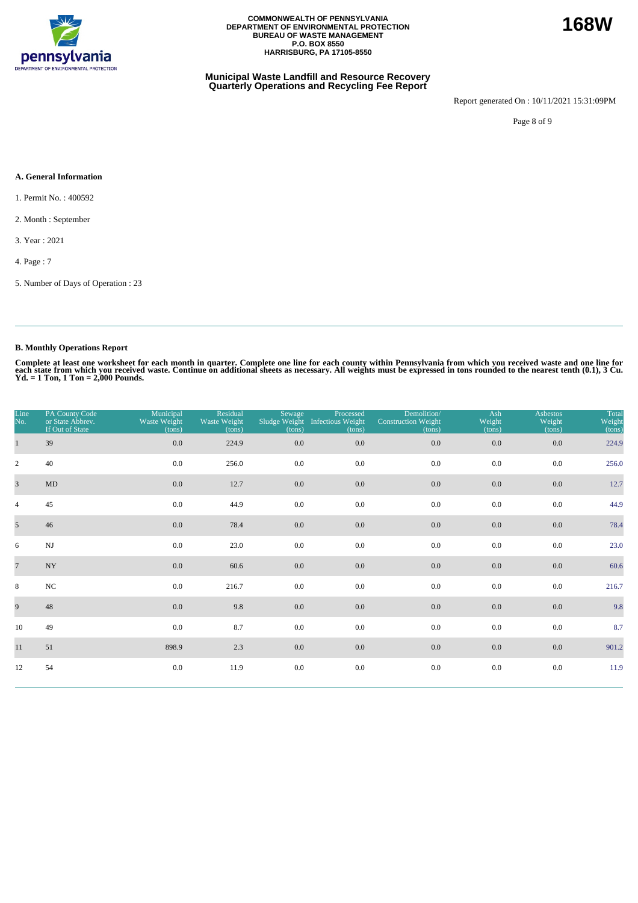COMMONWEALTH OF PENNSYLVANIA
DEPARTMENT OF ENVIRONMENTAL PROTECTION
BUREAU OF WASTE MANAGEMENT
P.O. BOX 8550
HARRISBURG, PA 17105-8550

**168W**

### Municipal Waste Landfill and Resource Recovery Quarterly Operations and Recycling Fee Report

Report generated On : 10/11/2021 15:31:09PM

#### A. General Information

1. Permit No. : 400592

2. Month : September

3. Year : 2021

4. Page : 7

5. Number of Days of Operation : 23

#### B. Monthly Operations Report

**Complete at least one worksheet for each month in quarter. Complete one line for each county within Pennsylvania from which you received waste and one line for each state from which you received waste. Continue on additional sheets as necessary. All weights must be expressed in tons rounded to the nearest tenth (0.1), 3 Cu. Yd. = 1 Ton, 1 Ton = 2,000 Pounds.**

| Line No. | PA County Code or State Abbrev. If Out of State | Municipal Waste Weight (tons) | Residual Waste Weight (tons) | Sewage Sludge Weight (tons) | Processed Infectious Weight (tons) | Demolition/ Construction Weight (tons) | Ash Weight (tons) | Asbestos Weight (tons) | Total Weight (tons) |
|---|---|---|---|---|---|---|---|---|---|
| 1 | 39 | 0.0 | 224.9 | 0.0 | 0.0 | 0.0 | 0.0 | 0.0 | 224.9 |
| 2 | 40 | 0.0 | 256.0 | 0.0 | 0.0 | 0.0 | 0.0 | 0.0 | 256.0 |
| 3 | MD | 0.0 | 12.7 | 0.0 | 0.0 | 0.0 | 0.0 | 0.0 | 12.7 |
| 4 | 45 | 0.0 | 44.9 | 0.0 | 0.0 | 0.0 | 0.0 | 0.0 | 44.9 |
| 5 | 46 | 0.0 | 78.4 | 0.0 | 0.0 | 0.0 | 0.0 | 0.0 | 78.4 |
| 6 | NJ | 0.0 | 23.0 | 0.0 | 0.0 | 0.0 | 0.0 | 0.0 | 23.0 |
| 7 | NY | 0.0 | 60.6 | 0.0 | 0.0 | 0.0 | 0.0 | 0.0 | 60.6 |
| 8 | NC | 0.0 | 216.7 | 0.0 | 0.0 | 0.0 | 0.0 | 0.0 | 216.7 |
| 9 | 48 | 0.0 | 9.8 | 0.0 | 0.0 | 0.0 | 0.0 | 0.0 | 9.8 |
| 10 | 49 | 0.0 | 8.7 | 0.0 | 0.0 | 0.0 | 0.0 | 0.0 | 8.7 |
| 11 | 51 | 898.9 | 2.3 | 0.0 | 0.0 | 0.0 | 0.0 | 0.0 | 901.2 |
| 12 | 54 | 0.0 | 11.9 | 0.0 | 0.0 | 0.0 | 0.0 | 0.0 | 11.9 |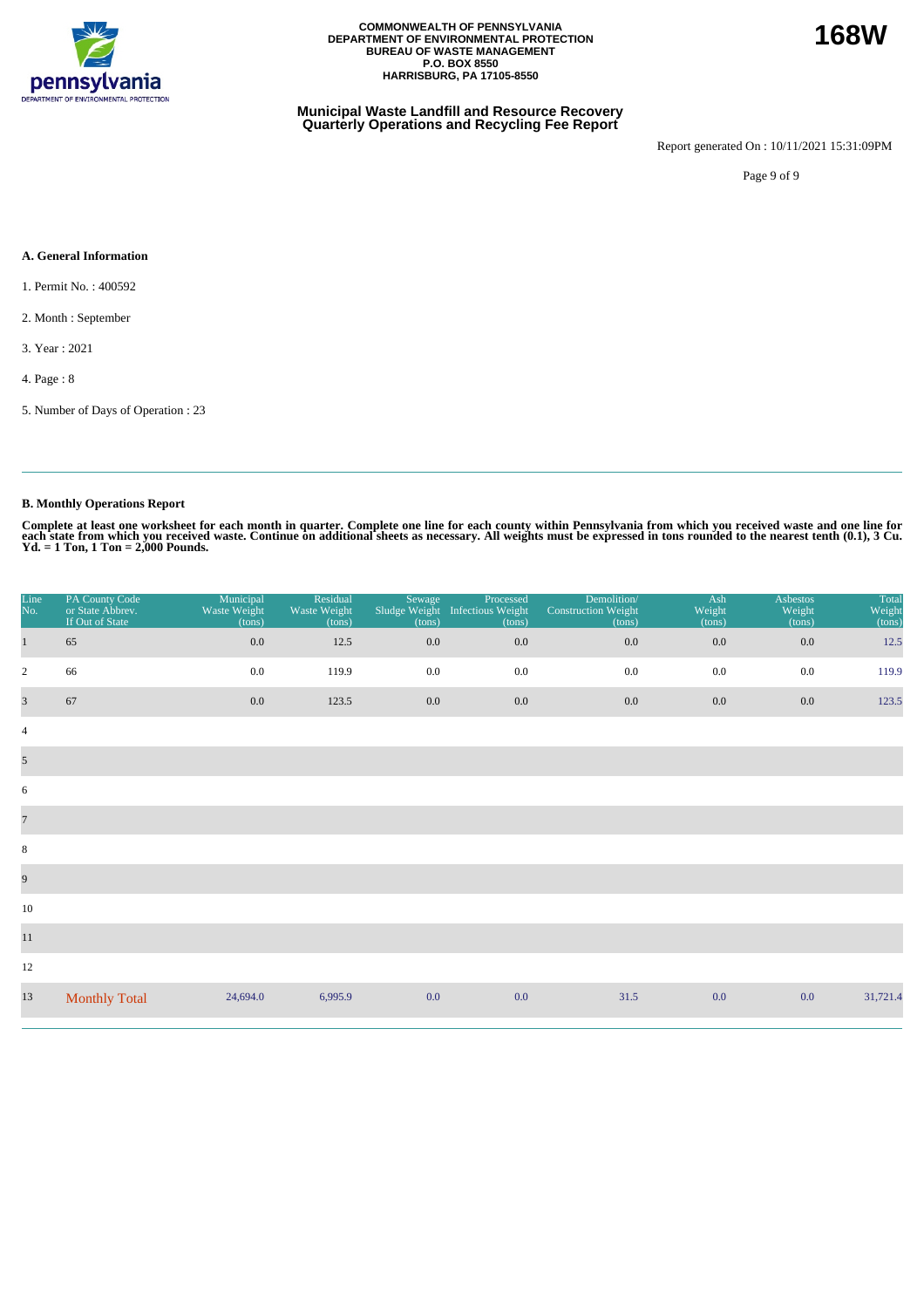COMMONWEALTH OF PENNSYLVANIA
DEPARTMENT OF ENVIRONMENTAL PROTECTION
BUREAU OF WASTE MANAGEMENT
P.O. BOX 8550
HARRISBURG, PA 17105-8550

**168W**

## Municipal Waste Landfill and Resource Recovery Quarterly Operations and Recycling Fee Report

Report generated On : 10/11/2021 15:31:09PM

### A. General Information

1. Permit No. : 400592

2. Month : September

3. Year : 2021

4. Page : 8

5. Number of Days of Operation : 23

### B. Monthly Operations Report

**Complete at least one worksheet for each month in quarter. Complete one line for each county within Pennsylvania from which you received waste and one line for each state from which you received waste. Continue on additional sheets as necessary. All weights must be expressed in tons rounded to the nearest tenth (0.1), 3 Cu. Yd. = 1 Ton, 1 Ton = 2,000 Pounds.**

| Line No. | PA County Code or State Abbrev. If Out of State | Municipal Waste Weight (tons) | Residual Waste Weight (tons) | Sewage Sludge Weight (tons) | Processed Infectious Weight (tons) | Demolition/ Construction Weight (tons) | Ash Weight (tons) | Asbestos Weight (tons) | Total Weight (tons) |
|---|---|---|---|---|---|---|---|---|---|
| 1 | 65 | 0.0 | 12.5 | 0.0 | 0.0 | 0.0 | 0.0 | 0.0 | 12.5 |
| 2 | 66 | 0.0 | 119.9 | 0.0 | 0.0 | 0.0 | 0.0 | 0.0 | 119.9 |
| 3 | 67 | 0.0 | 123.5 | 0.0 | 0.0 | 0.0 | 0.0 | 0.0 | 123.5 |
| 4 | | | | | | | | | |
| 5 | | | | | | | | | |
| 6 | | | | | | | | | |
| 7 | | | | | | | | | |
| 8 | | | | | | | | | |
| 9 | | | | | | | | | |
| 10 | | | | | | | | | |
| 11 | | | | | | | | | |
| 12 | | | | | | | | | |
| 13 | Monthly Total | 24,694.0 | 6,995.9 | 0.0 | 0.0 | 31.5 | 0.0 | 0.0 | 31,721.4 |